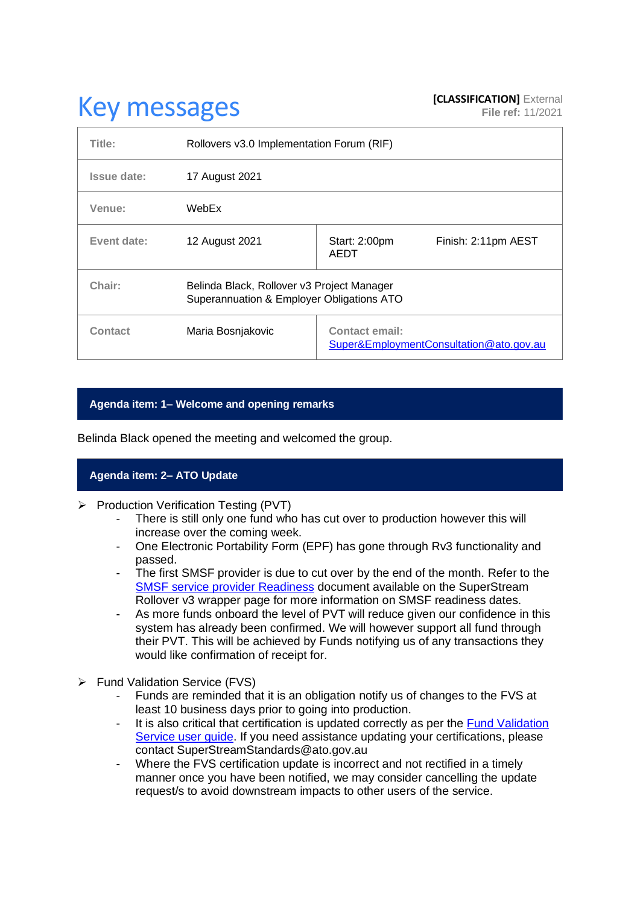# Key messages

**[CLASSIFICATION]** External
**File ref:** 11/2021

| | | | |
|---|---|---|---|
| **Title:** | Rollovers v3.0 Implementation Forum (RIF) | | |
| **Issue date:** | 17 August 2021 | | |
| **Venue:** | WebEx | | |
| **Event date:** | 12 August 2021 | Start: 2:00pm AEDT | Finish: 2:11pm AEST |
| **Chair:** | Belinda Black, Rollover v3 Project Manager<br>Superannuation & Employer Obligations ATO | | |
| **Contact** | Maria Bosnjakovic | **Contact email:**<br>Super&EmploymentConsultation@ato.gov.au | |

## Agenda item: 1– Welcome and opening remarks

Belinda Black opened the meeting and welcomed the group.

## Agenda item: 2– ATO Update

- Production Verification Testing (PVT)
  - There is still only one fund who has cut over to production however this will increase over the coming week.
  - One Electronic Portability Form (EPF) has gone through Rv3 functionality and passed.
  - The first SMSF provider is due to cut over by the end of the month. Refer to the SMSF service provider Readiness document available on the SuperStream Rollover v3 wrapper page for more information on SMSF readiness dates.
  - As more funds onboard the level of PVT will reduce given our confidence in this system has already been confirmed. We will however support all fund through their PVT. This will be achieved by Funds notifying us of any transactions they would like confirmation of receipt for.

- Fund Validation Service (FVS)
  - Funds are reminded that it is an obligation notify us of changes to the FVS at least 10 business days prior to going into production.
  - It is also critical that certification is updated correctly as per the Fund Validation Service user guide. If you need assistance updating your certifications, please contact SuperStreamStandards@ato.gov.au
  - Where the FVS certification update is incorrect and not rectified in a timely manner once you have been notified, we may consider cancelling the update request/s to avoid downstream impacts to other users of the service.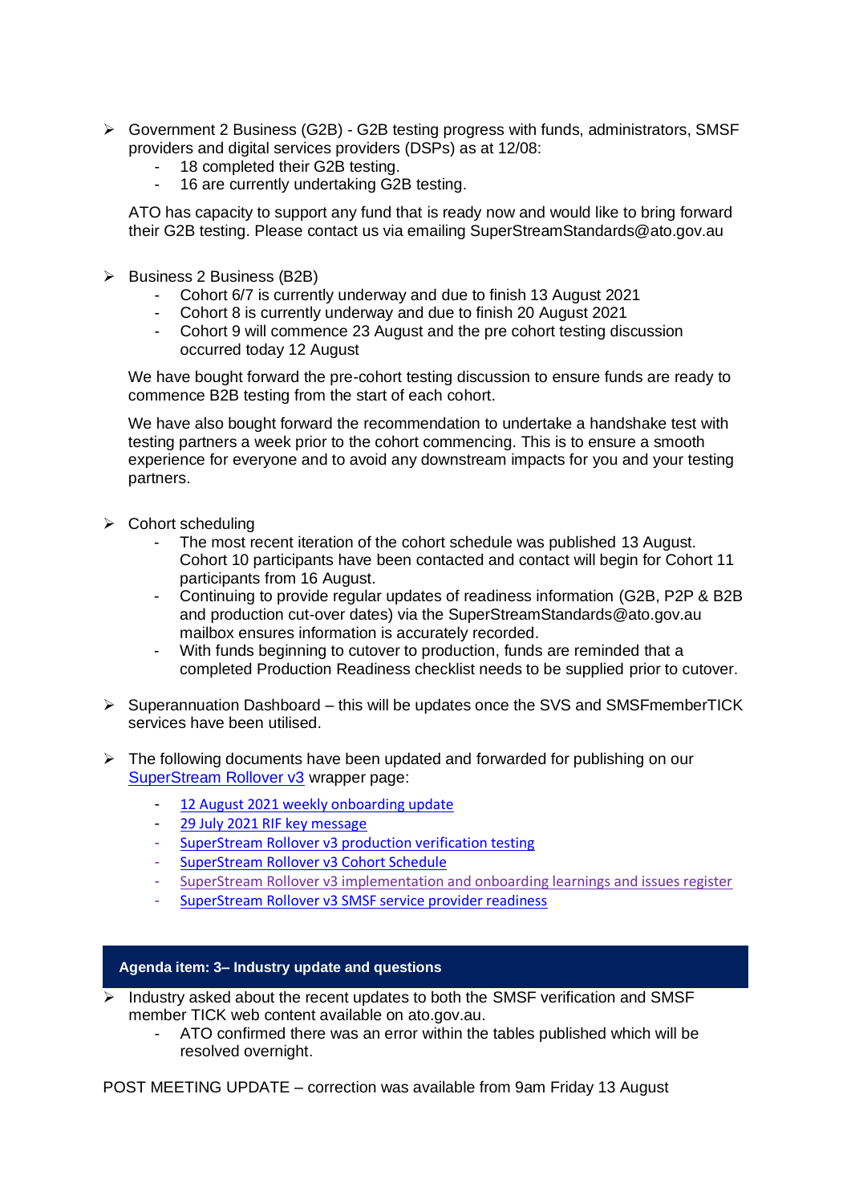- Government 2 Business (G2B) - G2B testing progress with funds, administrators, SMSF providers and digital services providers (DSPs) as at 12/08:
  - 18 completed their G2B testing.
  - 16 are currently undertaking G2B testing.

  ATO has capacity to support any fund that is ready now and would like to bring forward their G2B testing. Please contact us via emailing SuperStreamStandards@ato.gov.au

- Business 2 Business (B2B)
  - Cohort 6/7 is currently underway and due to finish 13 August 2021
  - Cohort 8 is currently underway and due to finish 20 August 2021
  - Cohort 9 will commence 23 August and the pre cohort testing discussion occurred today 12 August

  We have bought forward the pre-cohort testing discussion to ensure funds are ready to commence B2B testing from the start of each cohort.

  We have also bought forward the recommendation to undertake a handshake test with testing partners a week prior to the cohort commencing. This is to ensure a smooth experience for everyone and to avoid any downstream impacts for you and your testing partners.

- Cohort scheduling
  - The most recent iteration of the cohort schedule was published 13 August. Cohort 10 participants have been contacted and contact will begin for Cohort 11 participants from 16 August.
  - Continuing to provide regular updates of readiness information (G2B, P2P & B2B and production cut-over dates) via the SuperStreamStandards@ato.gov.au mailbox ensures information is accurately recorded.
  - With funds beginning to cutover to production, funds are reminded that a completed Production Readiness checklist needs to be supplied prior to cutover.

- Superannuation Dashboard – this will be updates once the SVS and SMSFmemberTICK services have been utilised.

- The following documents have been updated and forwarded for publishing on our SuperStream Rollover v3 wrapper page:
  - 12 August 2021 weekly onboarding update
  - 29 July 2021 RIF key message
  - SuperStream Rollover v3 production verification testing
  - SuperStream Rollover v3 Cohort Schedule
  - SuperStream Rollover v3 implementation and onboarding learnings and issues register
  - SuperStream Rollover v3 SMSF service provider readiness

## Agenda item: 3– Industry update and questions

- Industry asked about the recent updates to both the SMSF verification and SMSF member TICK web content available on ato.gov.au.
  - ATO confirmed there was an error within the tables published which will be resolved overnight.

POST MEETING UPDATE – correction was available from 9am Friday 13 August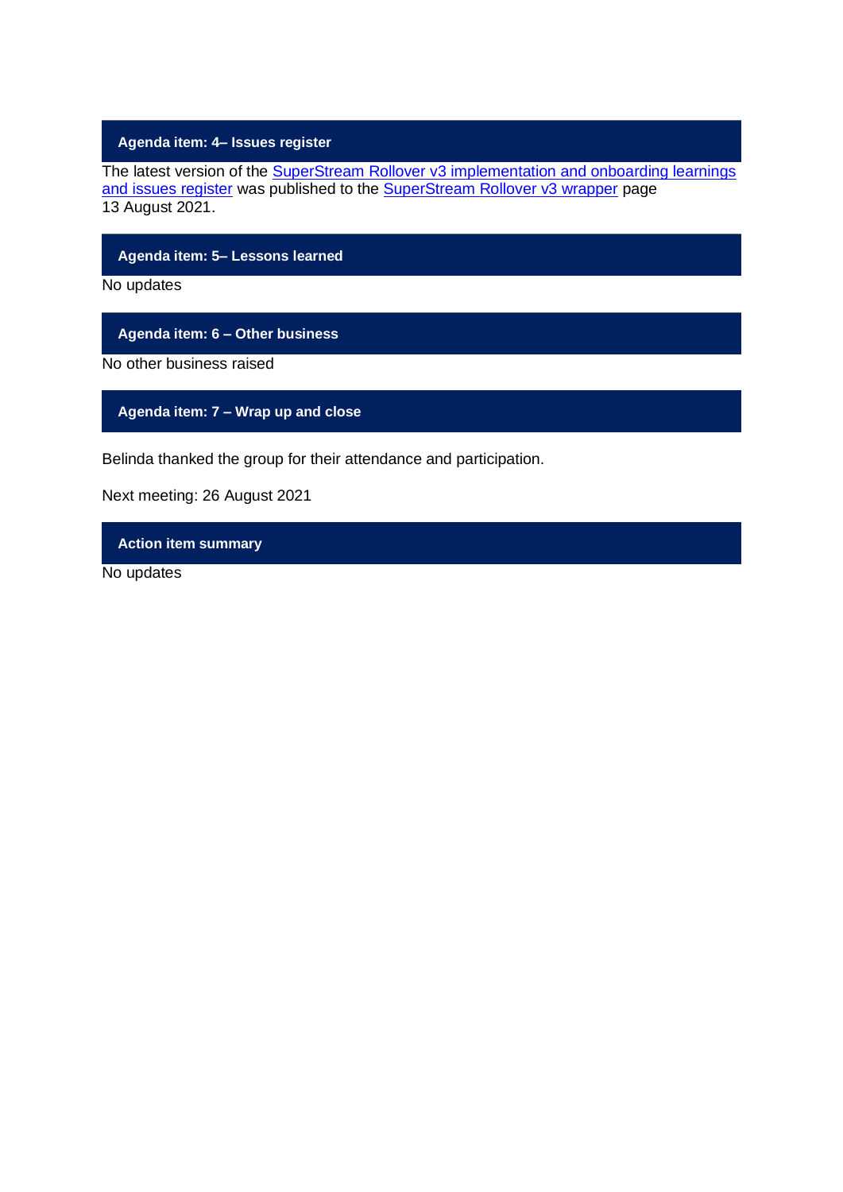## Agenda item: 4– Issues register

The latest version of the SuperStream Rollover v3 implementation and onboarding learnings and issues register was published to the SuperStream Rollover v3 wrapper page 13 August 2021.

## Agenda item: 5– Lessons learned

No updates

## Agenda item: 6 – Other business

No other business raised

## Agenda item: 7 – Wrap up and close

Belinda thanked the group for their attendance and participation.

Next meeting: 26 August 2021

## Action item summary

No updates